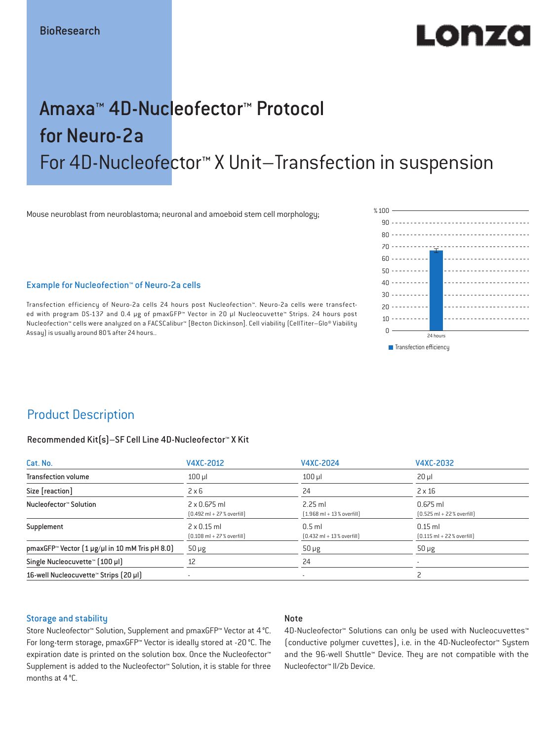BioResearch

# Amaxa™ 4D-Nucleofector™ Protocol for Neuro-2a

## For 4D-Nucleofector™ X Unit–Transfection in suspension

Mouse neuroblast from neuroblastoma; neuronal and amoeboid stem cell morphology;

### Example for Nucleofection™ of Neuro-2a cells

Transfection efficiency of Neuro-2a cells 24 hours post Nucleofection™. Neuro-2a cells were transfected with program DS-137 and 0.4 µg of pmaxGFP™ Vector in 20 µl Nucleocuvette™ Strips. 24 hours post Nucleofection™ cells were analyzed on a FACSCalibur™ [Becton Dickinson]. Cell viability (CellTiter–Glo® Viability Assay) is usually around 80 % after 24 hours..

## Product Description

### Recommended Kit(s)–SF Cell Line 4D-Nucleofector™ X Kit

| Cat. No. | V4XC-2012 | V4XC-2024 | V4XC-2032 |
|---|---|---|---|
| Transfection volume | 100 µl | 100 µl | 20 µl |
| Size [reaction] | 2 x 6 | 24 | 2 x 16 |
| Nucleofector™ Solution | 2 x 0.675 ml (0.492 ml + 27 % overfill) | 2.25 ml (1.968 ml + 13 % overfill) | 0.675 ml (0.525 ml + 22 % overfill) |
| Supplement | 2 x 0.15 ml (0.108 ml + 27 % overfill) | 0.5 ml (0.432 ml + 13 % overfill) | 0.15 ml (0.115 ml + 22 % overfill) |
| pmaxGFP™ Vector (1 µg/µl in 10 mM Tris pH 8.0) | 50 µg | 50 µg | 50 µg |
| Single Nucleocuvette™ (100 µl) | 12 | 24 | - |
| 16-well Nucleocuvette™ Strips (20 µl) | - | - | 2 |

### Storage and stability

Store Nucleofector™ Solution, Supplement and pmaxGFP™ Vector at 4 °C. For long-term storage, pmaxGFP™ Vector is ideally stored at -20 °C. The expiration date is printed on the solution box. Once the Nucleofector™ Supplement is added to the Nucleofector™ Solution, it is stable for three months at 4 °C.

### Note

4D-Nucleofector™ Solutions can only be used with Nucleocuvettes™ (conductive polymer cuvettes), i.e. in the 4D-Nucleofector™ System and the 96-well Shuttle™ Device. They are not compatible with the Nucleofector™ II/2b Device.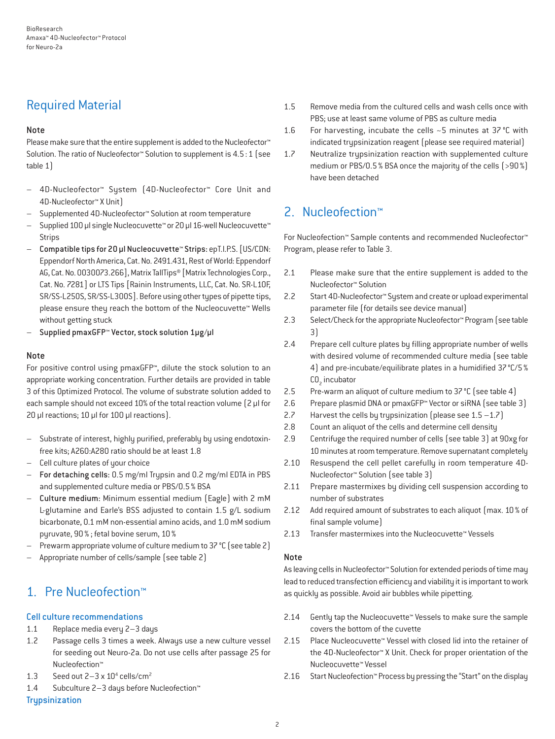## Required Material

### Note

Please make sure that the entire supplement is added to the Nucleofector™ Solution. The ratio of Nucleofector™ Solution to supplement is 4.5 : 1 (see table 1)

- 4D-Nucleofector™ System (4D-Nucleofector™ Core Unit and 4D-Nucleofector™ X Unit)
- Supplemented 4D-Nucleofector™ Solution at room temperature
- Supplied 100 µl single Nucleocuvette™ or 20 µl 16-well Nucleocuvette™ Strips
- **Compatible tips for 20 µl Nucleocuvette™ Strips:** epT.I.P.S. [US/CDN: Eppendorf North America, Cat. No. 2491.431, Rest of World: Eppendorf AG, Cat. No. 0030073.266], Matrix TallTips® [Matrix Technologies Corp., Cat. No. 7281] or LTS Tips [Rainin Instruments, LLC, Cat. No. SR-L10F, SR/SS-L250S, SR/SS-L300S]. Before using other types of pipette tips, please ensure they reach the bottom of the Nucleocuvette™ Wells without getting stuck
- **Supplied pmaxGFP™ Vector, stock solution 1µg/µl**

### Note

For positive control using pmaxGFP™, dilute the stock solution to an appropriate working concentration. Further details are provided in table 3 of this Optimized Protocol. The volume of substrate solution added to each sample should not exceed 10% of the total reaction volume (2 µl for 20 µl reactions; 10 µl for 100 µl reactions).

- Substrate of interest, highly purified, preferably by using endotoxin-free kits; A260:A280 ratio should be at least 1.8
- Cell culture plates of your choice
- **For detaching cells:** 0.5 mg/ml Trypsin and 0.2 mg/ml EDTA in PBS and supplemented culture media or PBS/0.5 % BSA
- **Culture medium:** Minimum essential medium (Eagle) with 2 mM L-glutamine and Earle's BSS adjusted to contain 1.5 g/L sodium bicarbonate, 0.1 mM non-essential amino acids, and 1.0 mM sodium pyruvate, 90 %; fetal bovine serum, 10 %
- Prewarm appropriate volume of culture medium to 37 °C (see table 2)
- Appropriate number of cells/sample (see table 2)

## 1. Pre Nucleofection™

### Cell culture recommendations

1.1 Replace media every 2–3 days

1.2 Passage cells 3 times a week. Always use a new culture vessel for seeding out Neuro-2a. Do not use cells after passage 25 for Nucleofection™

1.3 Seed out 2–3 x $10^4$ cells/$cm^2$

1.4 Subculture 2–3 days before Nucleofection™

### Trypsinization

1.5 Remove media from the cultured cells and wash cells once with PBS; use at least same volume of PBS as culture media

1.6 For harvesting, incubate the cells ~5 minutes at 37 °C with indicated trypsinization reagent (please see required material)

1.7 Neutralize trypsinization reaction with supplemented culture medium or PBS/0.5 % BSA once the majority of the cells (>90 %) have been detached

## 2. Nucleofection™

For Nucleofection™ Sample contents and recommended Nucleofector™ Program, please refer to Table 3.

2.1 Please make sure that the entire supplement is added to the Nucleofector™ Solution

2.2 Start 4D-Nucleofector™ System and create or upload experimental parameter file (for details see device manual)

2.3 Select/Check for the appropriate Nucleofector™ Program (see table 3)

2.4 Prepare cell culture plates by filling appropriate number of wells with desired volume of recommended culture media (see table 4) and pre-incubate/equilibrate plates in a humidified 37 °C/5 % $CO_2$ incubator

2.5 Pre-warm an aliquot of culture medium to 37 °C (see table 4)

2.6 Prepare plasmid DNA or pmaxGFP™ Vector or siRNA (see table 3)

2.7 Harvest the cells by trypsinization (please see 1.5 –1.7)

2.8 Count an aliquot of the cells and determine cell density

2.9 Centrifuge the required number of cells (see table 3) at 90xg for 10 minutes at room temperature. Remove supernatant completely

2.10 Resuspend the cell pellet carefully in room temperature 4D-Nucleofector™ Solution (see table 3)

2.11 Prepare mastermixes by dividing cell suspension according to number of substrates

2.12 Add required amount of substrates to each aliquot (max. 10 % of final sample volume)

2.13 Transfer mastermixes into the Nucleocuvette™ Vessels

### Note

As leaving cells in Nucleofector™ Solution for extended periods of time may lead to reduced transfection efficiency and viability it is important to work as quickly as possible. Avoid air bubbles while pipetting.

2.14 Gently tap the Nucleocuvette™ Vessels to make sure the sample covers the bottom of the cuvette

2.15 Place Nucleocuvette™ Vessel with closed lid into the retainer of the 4D-Nucleofector™ X Unit. Check for proper orientation of the Nucleocuvette™ Vessel

2.16 Start Nucleofection™ Process by pressing the "Start" on the display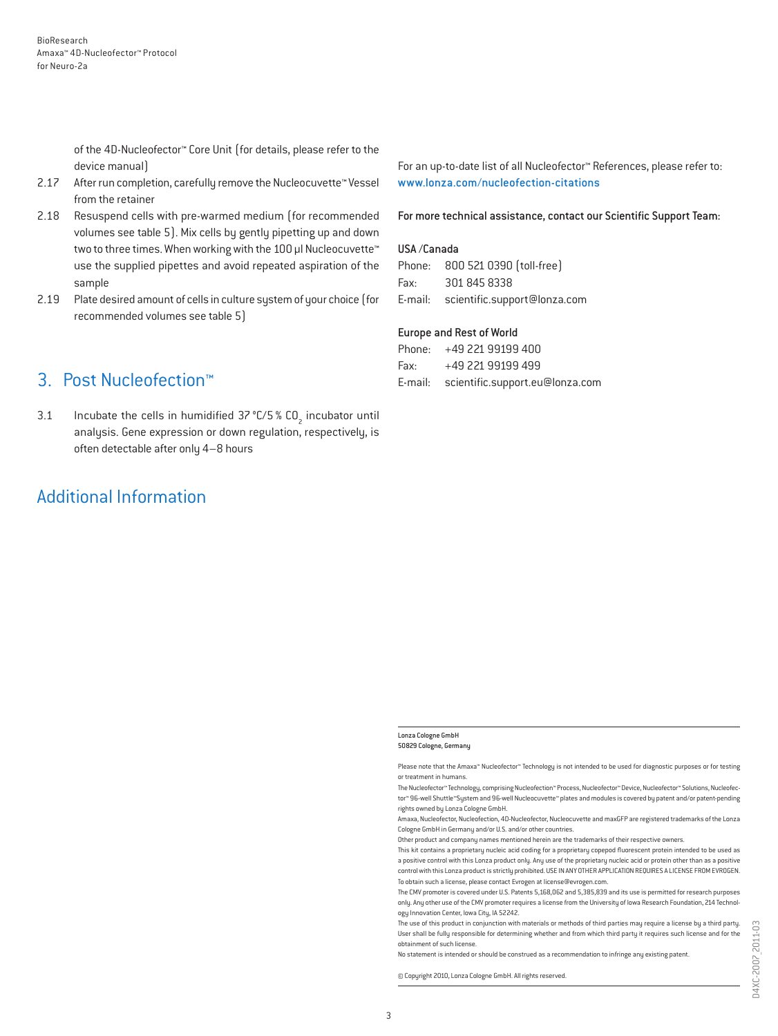of the 4D-Nucleofector™ Core Unit (for details, please refer to the device manual)

2.17 After run completion, carefully remove the Nucleocuvette™ Vessel from the retainer

2.18 Resuspend cells with pre-warmed medium (for recommended volumes see table 5). Mix cells by gently pipetting up and down two to three times. When working with the 100 µl Nucleocuvette™ use the supplied pipettes and avoid repeated aspiration of the sample

2.19 Plate desired amount of cells in culture system of your choice (for recommended volumes see table 5)

## 3. Post Nucleofection™

3.1 Incubate the cells in humidified 37 °C/5 % $CO_2$ incubator until analysis. Gene expression or down regulation, respectively, is often detectable after only 4–8 hours

## Additional Information

For an up-to-date list of all Nucleofector™ References, please refer to: www.lonza.com/nucleofection-citations

For more technical assistance, contact our Scientific Support Team:

**USA /Canada**

Phone: 800 521 0390 (toll-free)
Fax: 301 845 8338
E-mail: scientific.support@lonza.com

**Europe and Rest of World**

Phone: +49 221 99199 400
Fax: +49 221 99199 499
E-mail: scientific.support.eu@lonza.com

**Lonza Cologne GmbH**
**50829 Cologne, Germany**

Please note that the Amaxa™ Nucleofector™ Technology is not intended to be used for diagnostic purposes or for testing or treatment in humans.

The Nucleofector™ Technology, comprising Nucleofection™ Process, Nucleofector™ Device, Nucleofector™ Solutions, Nucleofector™ 96-well Shuttle™System and 96-well Nucleocuvette™ plates and modules is covered by patent and/or patent-pending rights owned by Lonza Cologne GmbH.

Amaxa, Nucleofector, Nucleofection, 4D-Nucleofector, Nucleocuvette and maxGFP are registered trademarks of the Lonza Cologne GmbH in Germany and/or U.S. and/or other countries.

Other product and company names mentioned herein are the trademarks of their respective owners.

This kit contains a proprietary nucleic acid coding for a proprietary copepod fluorescent protein intended to be used as a positive control with this Lonza product only. Any use of the proprietary nucleic acid or protein other than as a positive control with this Lonza product is strictly prohibited. USE IN ANY OTHER APPLICATION REQUIRES A LICENSE FROM EVROGEN. To obtain such a license, please contact Evrogen at license@evrogen.com.

The CMV promoter is covered under U.S. Patents 5,168,062 and 5,385,839 and its use is permitted for research purposes only. Any other use of the CMV promoter requires a license from the University of Iowa Research Foundation, 214 Technology Innovation Center, Iowa City, IA 52242.

The use of this product in conjunction with materials or methods of third parties may require a license by a third party. User shall be fully responsible for determining whether and from which third party it requires such license and for the obtainment of such license.

No statement is intended or should be construed as a recommendation to infringe any existing patent.

© Copyright 2010, Lonza Cologne GmbH. All rights reserved.

D4XC-2007_2011-03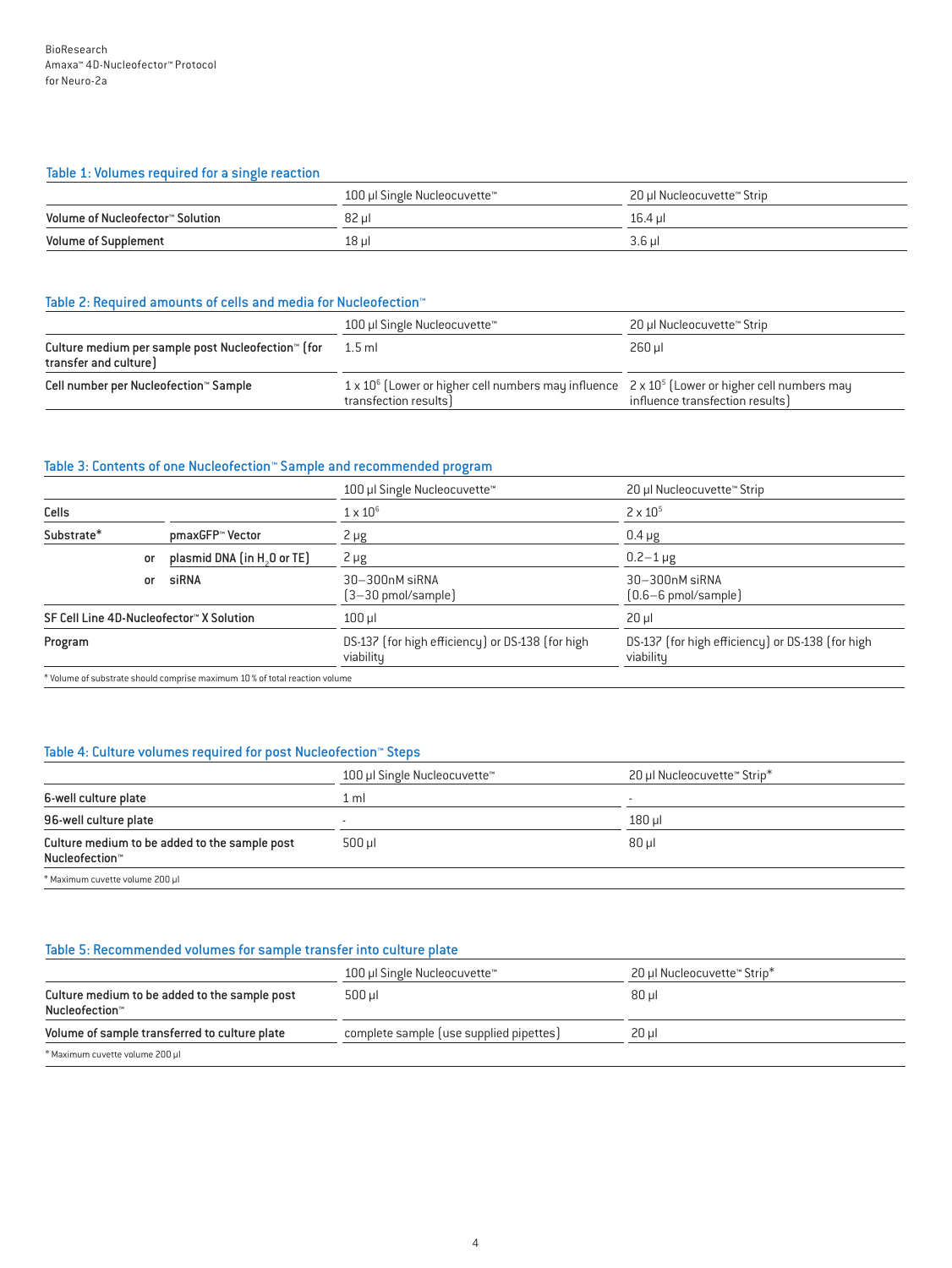### Table 1: Volumes required for a single reaction

| | 100 µl Single Nucleocuvette™ | 20 µl Nucleocuvette™ Strip |
|---|---|---|
| **Volume of Nucleofector™ Solution** | 82 µl | 16.4 µl |
| **Volume of Supplement** | 18 µl | 3.6 µl |

### Table 2: Required amounts of cells and media for Nucleofection™

| | 100 µl Single Nucleocuvette™ | 20 µl Nucleocuvette™ Strip |
|---|---|---|
| **Culture medium per sample post Nucleofection™ (for transfer and culture)** | 1.5 ml | 260 µl |
| **Cell number per Nucleofection™ Sample** | $1 \times 10^6$ (Lower or higher cell numbers may influence transfection results) | $2 \times 10^5$ (Lower or higher cell numbers may influence transfection results) |

### Table 3: Contents of one Nucleofection™ Sample and recommended program

| | | 100 µl Single Nucleocuvette™ | 20 µl Nucleocuvette™ Strip |
|---|---|---|---|
| **Cells** | | $1 \times 10^6$ | $2 \times 10^5$ |
| **Substrate*** | **pmaxGFP™ Vector** | 2 µg | 0.4 µg |
| or | **plasmid DNA (in $H_2O$ or TE)** | 2 µg | 0.2–1 µg |
| or | **siRNA** | 30–300nM siRNA (3–30 pmol/sample) | 30–300nM siRNA (0.6–6 pmol/sample) |
| **SF Cell Line 4D-Nucleofector™ X Solution** | | 100 µl | 20 µl |
| **Program** | | DS-137 (for high efficiency) or DS-138 (for high viability | DS-137 (for high efficiency) or DS-138 (for high viability |

* Volume of substrate should comprise maximum 10 % of total reaction volume

### Table 4: Culture volumes required for post Nucleofection™ Steps

| | 100 µl Single Nucleocuvette™ | 20 µl Nucleocuvette™ Strip* |
|---|---|---|
| **6-well culture plate** | 1 ml | - |
| **96-well culture plate** | - | 180 µl |
| **Culture medium to be added to the sample post Nucleofection™** | 500 µl | 80 µl |

* Maximum cuvette volume 200 µl

### Table 5: Recommended volumes for sample transfer into culture plate

| | 100 µl Single Nucleocuvette™ | 20 µl Nucleocuvette™ Strip* |
|---|---|---|
| **Culture medium to be added to the sample post Nucleofection™** | 500 µl | 80 µl |
| **Volume of sample transferred to culture plate** | complete sample (use supplied pipettes) | 20 µl |

* Maximum cuvette volume 200 µl